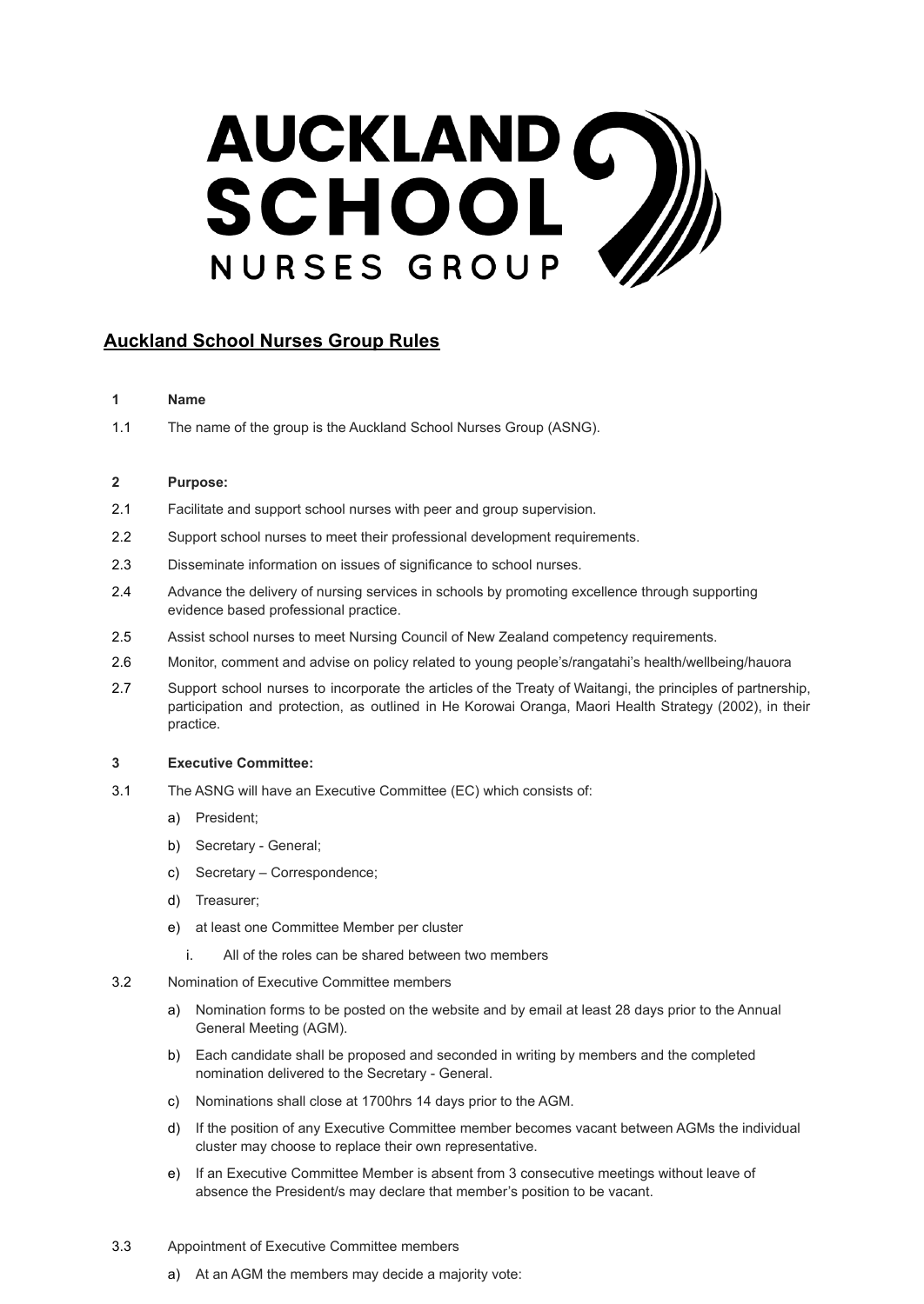AUCKLAND SCHOOL NURSES GROUP

## Auckland School Nurses Group Rules

### 1 Name

1.1 The name of the group is the Auckland School Nurses Group (ASNG).

### 2 Purpose:

2.1 Facilitate and support school nurses with peer and group supervision.

2.2 Support school nurses to meet their professional development requirements.

2.3 Disseminate information on issues of significance to school nurses.

2.4 Advance the delivery of nursing services in schools by promoting excellence through supporting evidence based professional practice.

2.5 Assist school nurses to meet Nursing Council of New Zealand competency requirements.

2.6 Monitor, comment and advise on policy related to young people's/rangatahi's health/wellbeing/hauora

2.7 Support school nurses to incorporate the articles of the Treaty of Waitangi, the principles of partnership, participation and protection, as outlined in He Korowai Oranga, Maori Health Strategy (2002), in their practice.

### 3 Executive Committee:

3.1 The ASNG will have an Executive Committee (EC) which consists of:

a) President;

b) Secretary - General;

c) Secretary – Correspondence;

d) Treasurer;

e) at least one Committee Member per cluster

i. All of the roles can be shared between two members

3.2 Nomination of Executive Committee members

a) Nomination forms to be posted on the website and by email at least 28 days prior to the Annual General Meeting (AGM).

b) Each candidate shall be proposed and seconded in writing by members and the completed nomination delivered to the Secretary - General.

c) Nominations shall close at 1700hrs 14 days prior to the AGM.

d) If the position of any Executive Committee member becomes vacant between AGMs the individual cluster may choose to replace their own representative.

e) If an Executive Committee Member is absent from 3 consecutive meetings without leave of absence the President/s may declare that member's position to be vacant.

3.3 Appointment of Executive Committee members

a) At an AGM the members may decide a majority vote: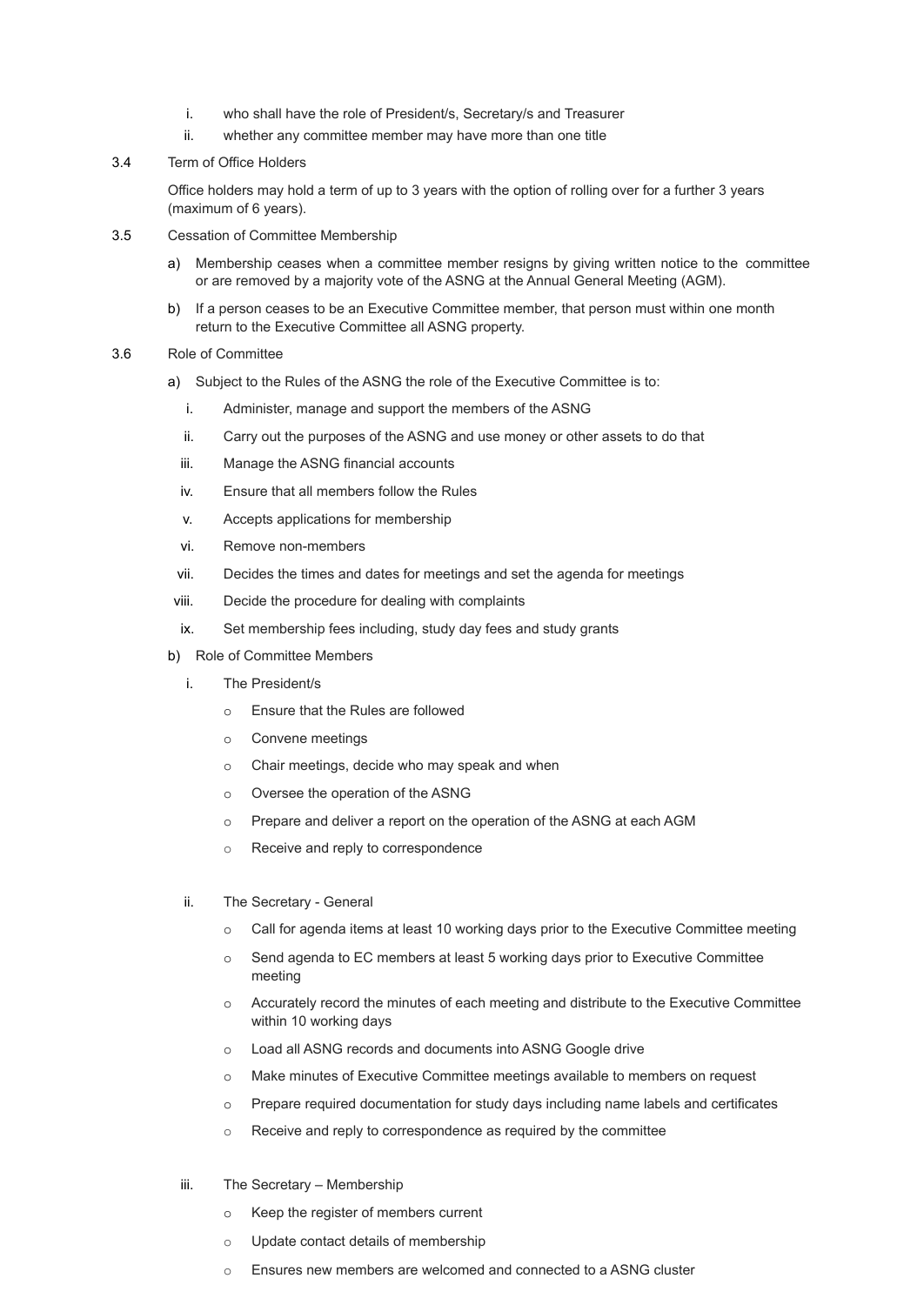i. who shall have the role of President/s, Secretary/s and Treasurer
   ii. whether any committee member may have more than one title

3.4 Term of Office Holders

Office holders may hold a term of up to 3 years with the option of rolling over for a further 3 years (maximum of 6 years).

3.5 Cessation of Committee Membership

a) Membership ceases when a committee member resigns by giving written notice to the committee or are removed by a majority vote of the ASNG at the Annual General Meeting (AGM).

b) If a person ceases to be an Executive Committee member, that person must within one month return to the Executive Committee all ASNG property.

3.6 Role of Committee

a) Subject to the Rules of the ASNG the role of the Executive Committee is to:

   i. Administer, manage and support the members of the ASNG
   ii. Carry out the purposes of the ASNG and use money or other assets to do that
   iii. Manage the ASNG financial accounts
   iv. Ensure that all members follow the Rules
   v. Accepts applications for membership
   vi. Remove non-members
   vii. Decides the times and dates for meetings and set the agenda for meetings
   viii. Decide the procedure for dealing with complaints
   ix. Set membership fees including, study day fees and study grants

b) Role of Committee Members

   i. The President/s
      - Ensure that the Rules are followed
      - Convene meetings
      - Chair meetings, decide who may speak and when
      - Oversee the operation of the ASNG
      - Prepare and deliver a report on the operation of the ASNG at each AGM
      - Receive and reply to correspondence

   ii. The Secretary - General
      - Call for agenda items at least 10 working days prior to the Executive Committee meeting
      - Send agenda to EC members at least 5 working days prior to Executive Committee meeting
      - Accurately record the minutes of each meeting and distribute to the Executive Committee within 10 working days
      - Load all ASNG records and documents into ASNG Google drive
      - Make minutes of Executive Committee meetings available to members on request
      - Prepare required documentation for study days including name labels and certificates
      - Receive and reply to correspondence as required by the committee

   iii. The Secretary – Membership
      - Keep the register of members current
      - Update contact details of membership
      - Ensures new members are welcomed and connected to a ASNG cluster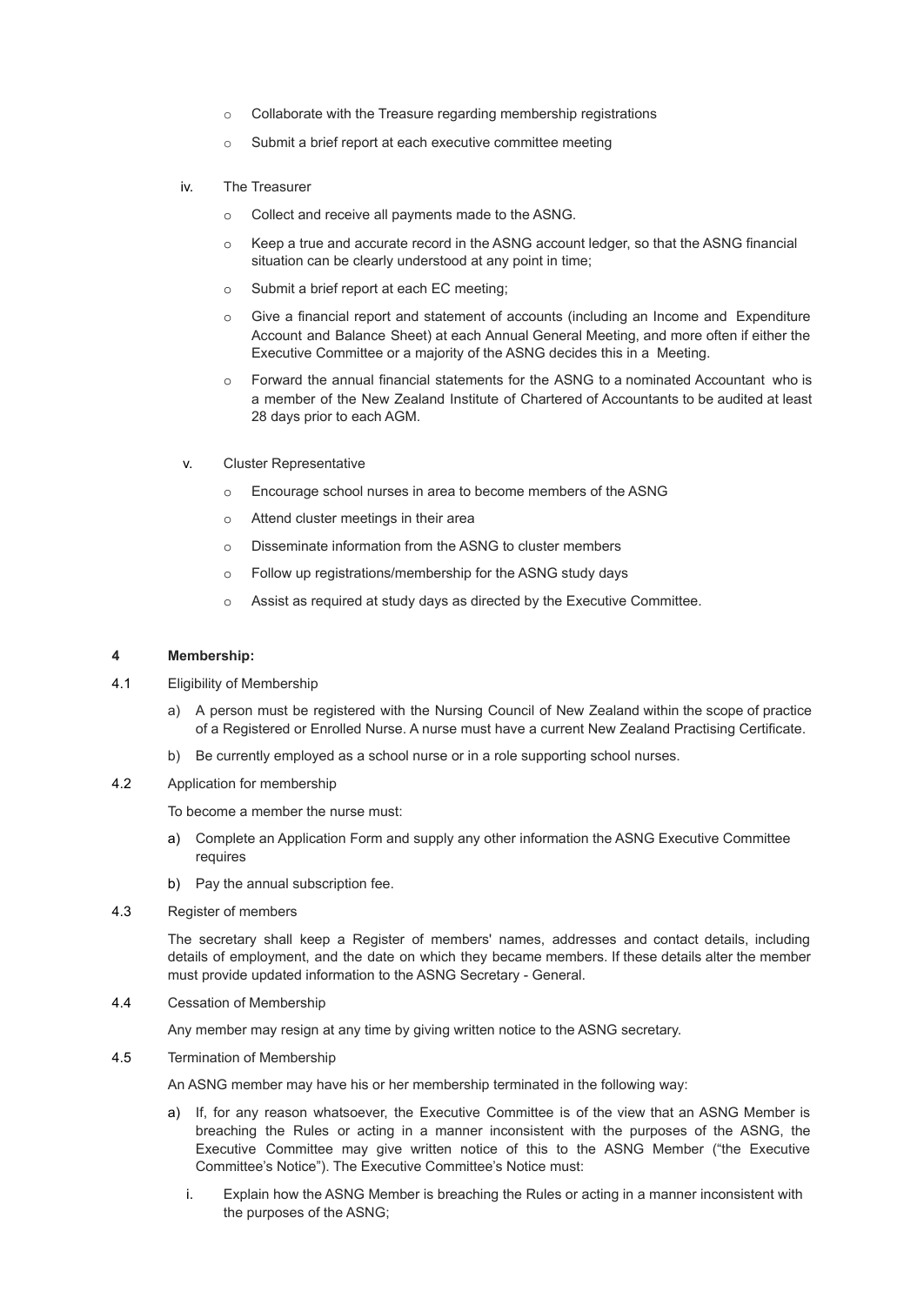- Collaborate with the Treasure regarding membership registrations
- Submit a brief report at each executive committee meeting

iv. The Treasurer

- Collect and receive all payments made to the ASNG.
- Keep a true and accurate record in the ASNG account ledger, so that the ASNG financial situation can be clearly understood at any point in time;
- Submit a brief report at each EC meeting;
- Give a financial report and statement of accounts (including an Income and Expenditure Account and Balance Sheet) at each Annual General Meeting, and more often if either the Executive Committee or a majority of the ASNG decides this in a Meeting.
- Forward the annual financial statements for the ASNG to a nominated Accountant who is a member of the New Zealand Institute of Chartered of Accountants to be audited at least 28 days prior to each AGM.

v. Cluster Representative

- Encourage school nurses in area to become members of the ASNG
- Attend cluster meetings in their area
- Disseminate information from the ASNG to cluster members
- Follow up registrations/membership for the ASNG study days
- Assist as required at study days as directed by the Executive Committee.

## 4 Membership:

4.1 Eligibility of Membership

a) A person must be registered with the Nursing Council of New Zealand within the scope of practice of a Registered or Enrolled Nurse. A nurse must have a current New Zealand Practising Certificate.

b) Be currently employed as a school nurse or in a role supporting school nurses.

4.2 Application for membership

To become a member the nurse must:

a) Complete an Application Form and supply any other information the ASNG Executive Committee requires

b) Pay the annual subscription fee.

4.3 Register of members

The secretary shall keep a Register of members' names, addresses and contact details, including details of employment, and the date on which they became members. If these details alter the member must provide updated information to the ASNG Secretary - General.

4.4 Cessation of Membership

Any member may resign at any time by giving written notice to the ASNG secretary.

4.5 Termination of Membership

An ASNG member may have his or her membership terminated in the following way:

a) If, for any reason whatsoever, the Executive Committee is of the view that an ASNG Member is breaching the Rules or acting in a manner inconsistent with the purposes of the ASNG, the Executive Committee may give written notice of this to the ASNG Member ("the Executive Committee's Notice"). The Executive Committee's Notice must:

i. Explain how the ASNG Member is breaching the Rules or acting in a manner inconsistent with the purposes of the ASNG;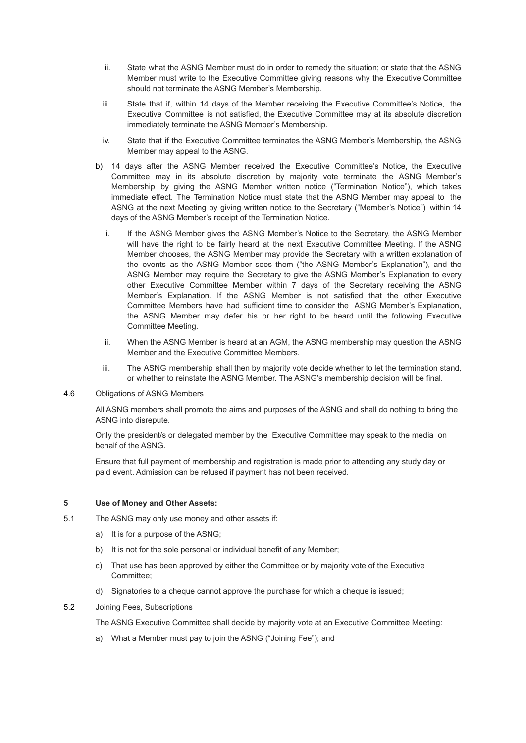ii. State what the ASNG Member must do in order to remedy the situation; or state that the ASNG Member must write to the Executive Committee giving reasons why the Executive Committee should not terminate the ASNG Member's Membership.

   iii. State that if, within 14 days of the Member receiving the Executive Committee's Notice, the Executive Committee is not satisfied, the Executive Committee may at its absolute discretion immediately terminate the ASNG Member's Membership.

   iv. State that if the Executive Committee terminates the ASNG Member's Membership, the ASNG Member may appeal to the ASNG.

b) 14 days after the ASNG Member received the Executive Committee's Notice, the Executive Committee may in its absolute discretion by majority vote terminate the ASNG Member's Membership by giving the ASNG Member written notice ("Termination Notice"), which takes immediate effect. The Termination Notice must state that the ASNG Member may appeal to the ASNG at the next Meeting by giving written notice to the Secretary ("Member's Notice") within 14 days of the ASNG Member's receipt of the Termination Notice.

   i. If the ASNG Member gives the ASNG Member's Notice to the Secretary, the ASNG Member will have the right to be fairly heard at the next Executive Committee Meeting. If the ASNG Member chooses, the ASNG Member may provide the Secretary with a written explanation of the events as the ASNG Member sees them ("the ASNG Member's Explanation"), and the ASNG Member may require the Secretary to give the ASNG Member's Explanation to every other Executive Committee Member within 7 days of the Secretary receiving the ASNG Member's Explanation. If the ASNG Member is not satisfied that the other Executive Committee Members have had sufficient time to consider the ASNG Member's Explanation, the ASNG Member may defer his or her right to be heard until the following Executive Committee Meeting.

   ii. When the ASNG Member is heard at an AGM, the ASNG membership may question the ASNG Member and the Executive Committee Members.

   iii. The ASNG membership shall then by majority vote decide whether to let the termination stand, or whether to reinstate the ASNG Member. The ASNG's membership decision will be final.

4.6 Obligations of ASNG Members

All ASNG members shall promote the aims and purposes of the ASNG and shall do nothing to bring the ASNG into disrepute.

Only the president/s or delegated member by the Executive Committee may speak to the media on behalf of the ASNG.

Ensure that full payment of membership and registration is made prior to attending any study day or paid event. Admission can be refused if payment has not been received.

## 5 Use of Money and Other Assets:

5.1 The ASNG may only use money and other assets if:

a) It is for a purpose of the ASNG;

b) It is not for the sole personal or individual benefit of any Member;

c) That use has been approved by either the Committee or by majority vote of the Executive Committee;

d) Signatories to a cheque cannot approve the purchase for which a cheque is issued;

5.2 Joining Fees, Subscriptions

The ASNG Executive Committee shall decide by majority vote at an Executive Committee Meeting:

a) What a Member must pay to join the ASNG ("Joining Fee"); and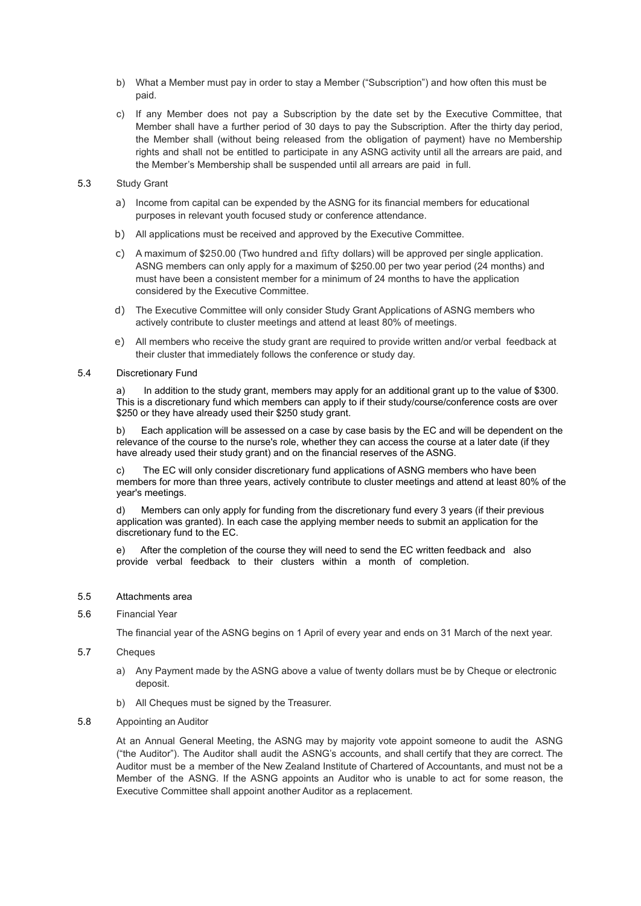b) What a Member must pay in order to stay a Member ("Subscription") and how often this must be paid.

c) If any Member does not pay a Subscription by the date set by the Executive Committee, that Member shall have a further period of 30 days to pay the Subscription. After the thirty day period, the Member shall (without being released from the obligation of payment) have no Membership rights and shall not be entitled to participate in any ASNG activity until all the arrears are paid, and the Member's Membership shall be suspended until all arrears are paid in full.

5.3 Study Grant

a) Income from capital can be expended by the ASNG for its financial members for educational purposes in relevant youth focused study or conference attendance.

b) All applications must be received and approved by the Executive Committee.

c) A maximum of $250.00 (Two hundred and fifty dollars) will be approved per single application. ASNG members can only apply for a maximum of $250.00 per two year period (24 months) and must have been a consistent member for a minimum of 24 months to have the application considered by the Executive Committee.

d) The Executive Committee will only consider Study Grant Applications of ASNG members who actively contribute to cluster meetings and attend at least 80% of meetings.

e) All members who receive the study grant are required to provide written and/or verbal feedback at their cluster that immediately follows the conference or study day.

5.4 Discretionary Fund

a) In addition to the study grant, members may apply for an additional grant up to the value of $300. This is a discretionary fund which members can apply to if their study/course/conference costs are over $250 or they have already used their $250 study grant.

b) Each application will be assessed on a case by case basis by the EC and will be dependent on the relevance of the course to the nurse's role, whether they can access the course at a later date (if they have already used their study grant) and on the financial reserves of the ASNG.

c) The EC will only consider discretionary fund applications of ASNG members who have been members for more than three years, actively contribute to cluster meetings and attend at least 80% of the year's meetings.

d) Members can only apply for funding from the discretionary fund every 3 years (if their previous application was granted). In each case the applying member needs to submit an application for the discretionary fund to the EC.

e) After the completion of the course they will need to send the EC written feedback and also provide verbal feedback to their clusters within a month of completion.

5.5 Attachments area

5.6 Financial Year

The financial year of the ASNG begins on 1 April of every year and ends on 31 March of the next year.

5.7 Cheques

a) Any Payment made by the ASNG above a value of twenty dollars must be by Cheque or electronic deposit.

b) All Cheques must be signed by the Treasurer.

5.8 Appointing an Auditor

At an Annual General Meeting, the ASNG may by majority vote appoint someone to audit the ASNG ("the Auditor"). The Auditor shall audit the ASNG's accounts, and shall certify that they are correct. The Auditor must be a member of the New Zealand Institute of Chartered of Accountants, and must not be a Member of the ASNG. If the ASNG appoints an Auditor who is unable to act for some reason, the Executive Committee shall appoint another Auditor as a replacement.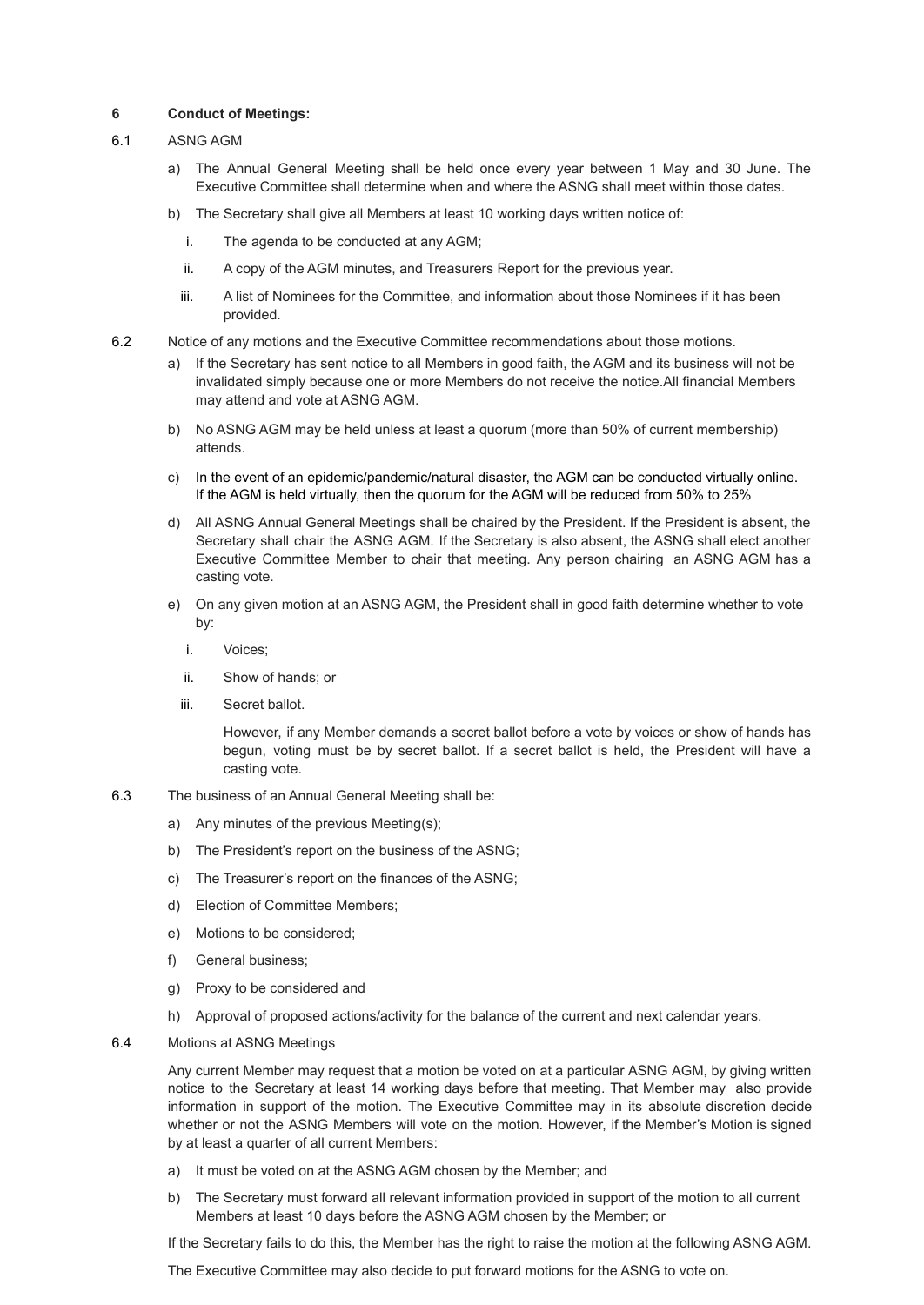## 6 Conduct of Meetings:

### 6.1 ASNG AGM

a) The Annual General Meeting shall be held once every year between 1 May and 30 June. The Executive Committee shall determine when and where the ASNG shall meet within those dates.

b) The Secretary shall give all Members at least 10 working days written notice of:

   i. The agenda to be conducted at any AGM;

   ii. A copy of the AGM minutes, and Treasurers Report for the previous year.

   iii. A list of Nominees for the Committee, and information about those Nominees if it has been provided.

### 6.2 Notice of any motions and the Executive Committee recommendations about those motions.

a) If the Secretary has sent notice to all Members in good faith, the AGM and its business will not be invalidated simply because one or more Members do not receive the notice.All financial Members may attend and vote at ASNG AGM.

b) No ASNG AGM may be held unless at least a quorum (more than 50% of current membership) attends.

c) In the event of an epidemic/pandemic/natural disaster, the AGM can be conducted virtually online. If the AGM is held virtually, then the quorum for the AGM will be reduced from 50% to 25%

d) All ASNG Annual General Meetings shall be chaired by the President. If the President is absent, the Secretary shall chair the ASNG AGM. If the Secretary is also absent, the ASNG shall elect another Executive Committee Member to chair that meeting. Any person chairing an ASNG AGM has a casting vote.

e) On any given motion at an ASNG AGM, the President shall in good faith determine whether to vote by:

   i. Voices;

   ii. Show of hands; or

   iii. Secret ballot.

   However, if any Member demands a secret ballot before a vote by voices or show of hands has begun, voting must be by secret ballot. If a secret ballot is held, the President will have a casting vote.

### 6.3 The business of an Annual General Meeting shall be:

a) Any minutes of the previous Meeting(s);

b) The President's report on the business of the ASNG;

c) The Treasurer's report on the finances of the ASNG;

d) Election of Committee Members;

e) Motions to be considered;

f) General business;

g) Proxy to be considered and

h) Approval of proposed actions/activity for the balance of the current and next calendar years.

### 6.4 Motions at ASNG Meetings

Any current Member may request that a motion be voted on at a particular ASNG AGM, by giving written notice to the Secretary at least 14 working days before that meeting. That Member may also provide information in support of the motion. The Executive Committee may in its absolute discretion decide whether or not the ASNG Members will vote on the motion. However, if the Member's Motion is signed by at least a quarter of all current Members:

a) It must be voted on at the ASNG AGM chosen by the Member; and

b) The Secretary must forward all relevant information provided in support of the motion to all current Members at least 10 days before the ASNG AGM chosen by the Member; or

If the Secretary fails to do this, the Member has the right to raise the motion at the following ASNG AGM.

The Executive Committee may also decide to put forward motions for the ASNG to vote on.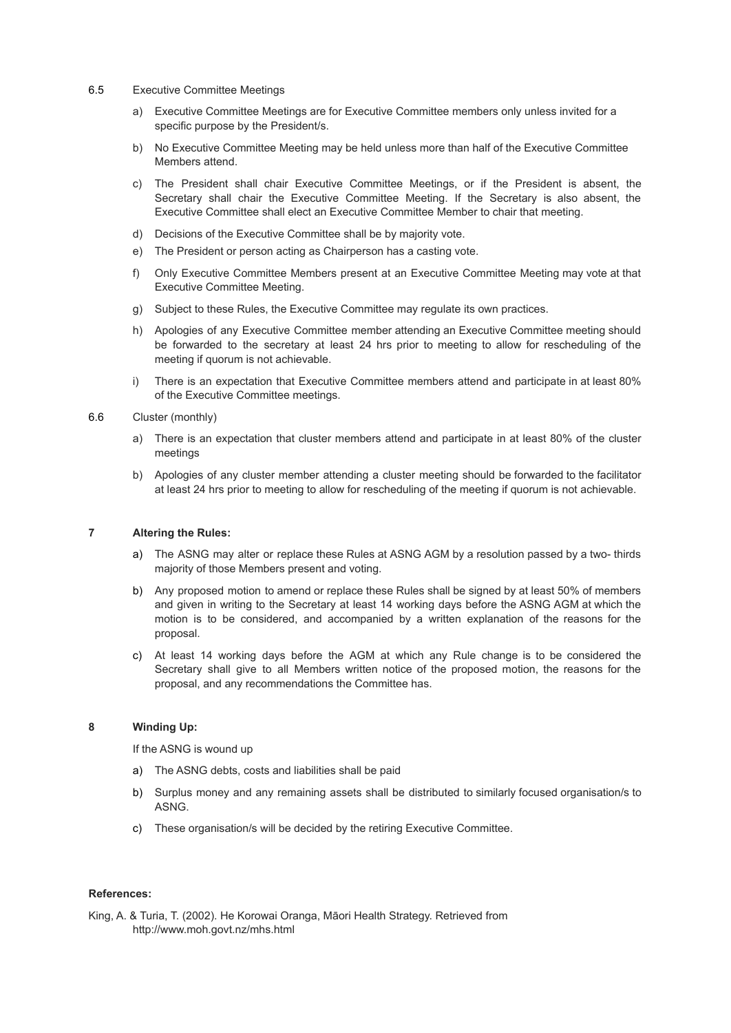6.5 Executive Committee Meetings

a) Executive Committee Meetings are for Executive Committee members only unless invited for a specific purpose by the President/s.

b) No Executive Committee Meeting may be held unless more than half of the Executive Committee Members attend.

c) The President shall chair Executive Committee Meetings, or if the President is absent, the Secretary shall chair the Executive Committee Meeting. If the Secretary is also absent, the Executive Committee shall elect an Executive Committee Member to chair that meeting.

d) Decisions of the Executive Committee shall be by majority vote.

e) The President or person acting as Chairperson has a casting vote.

f) Only Executive Committee Members present at an Executive Committee Meeting may vote at that Executive Committee Meeting.

g) Subject to these Rules, the Executive Committee may regulate its own practices.

h) Apologies of any Executive Committee member attending an Executive Committee meeting should be forwarded to the secretary at least 24 hrs prior to meeting to allow for rescheduling of the meeting if quorum is not achievable.

i) There is an expectation that Executive Committee members attend and participate in at least 80% of the Executive Committee meetings.

6.6 Cluster (monthly)

a) There is an expectation that cluster members attend and participate in at least 80% of the cluster meetings

b) Apologies of any cluster member attending a cluster meeting should be forwarded to the facilitator at least 24 hrs prior to meeting to allow for rescheduling of the meeting if quorum is not achievable.

**7 Altering the Rules:**

a) The ASNG may alter or replace these Rules at ASNG AGM by a resolution passed by a two- thirds majority of those Members present and voting.

b) Any proposed motion to amend or replace these Rules shall be signed by at least 50% of members and given in writing to the Secretary at least 14 working days before the ASNG AGM at which the motion is to be considered, and accompanied by a written explanation of the reasons for the proposal.

c) At least 14 working days before the AGM at which any Rule change is to be considered the Secretary shall give to all Members written notice of the proposed motion, the reasons for the proposal, and any recommendations the Committee has.

**8 Winding Up:**

If the ASNG is wound up

a) The ASNG debts, costs and liabilities shall be paid

b) Surplus money and any remaining assets shall be distributed to similarly focused organisation/s to ASNG.

c) These organisation/s will be decided by the retiring Executive Committee.

**References:**

King, A. & Turia, T. (2002). He Korowai Oranga, Māori Health Strategy. Retrieved from http://www.moh.govt.nz/mhs.html